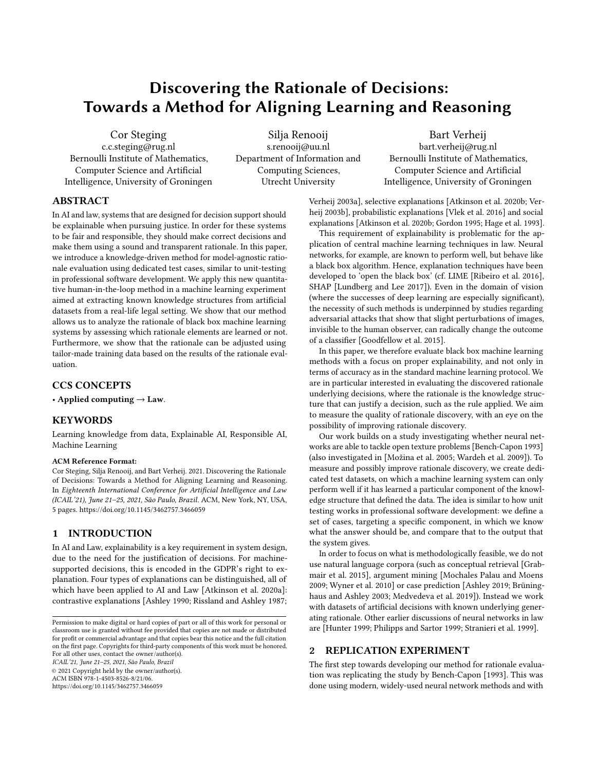# Discovering the Rationale of Decisions: Towards a Method for Aligning Learning and Reasoning

Cor Steging
c.c.steging@rug.nl
Bernoulli Institute of Mathematics, Computer Science and Artificial Intelligence, University of Groningen

Silja Renooij
s.renooij@uu.nl
Department of Information and Computing Sciences, Utrecht University

Bart Verheij
bart.verheij@rug.nl
Bernoulli Institute of Mathematics, Computer Science and Artificial Intelligence, University of Groningen

## ABSTRACT

In AI and law, systems that are designed for decision support should be explainable when pursuing justice. In order for these systems to be fair and responsible, they should make correct decisions and make them using a sound and transparent rationale. In this paper, we introduce a knowledge-driven method for model-agnostic rationale evaluation using dedicated test cases, similar to unit-testing in professional software development. We apply this new quantitative human-in-the-loop method in a machine learning experiment aimed at extracting known knowledge structures from artificial datasets from a real-life legal setting. We show that our method allows us to analyze the rationale of black box machine learning systems by assessing which rationale elements are learned or not. Furthermore, we show that the rationale can be adjusted using tailor-made training data based on the results of the rationale evaluation.

## CCS CONCEPTS

• **Applied computing** → **Law**.

## KEYWORDS

Learning knowledge from data, Explainable AI, Responsible AI, Machine Learning

**ACM Reference Format:**
Cor Steging, Silja Renooij, and Bart Verheij. 2021. Discovering the Rationale of Decisions: Towards a Method for Aligning Learning and Reasoning. In *Eighteenth International Conference for Artificial Intelligence and Law (ICAIL'21), June 21–25, 2021, São Paulo, Brazil.* ACM, New York, NY, USA, 5 pages. https://doi.org/10.1145/3462757.3466059

Permission to make digital or hard copies of part or all of this work for personal or classroom use is granted without fee provided that copies are not made or distributed for profit or commercial advantage and that copies bear this notice and the full citation on the first page. Copyrights for third-party components of this work must be honored. For all other uses, contact the owner/author(s).
*ICAIL'21, June 21–25, 2021, São Paulo, Brazil*
© 2021 Copyright held by the owner/author(s).
ACM ISBN 978-1-4503-8526-8/21/06.
https://doi.org/10.1145/3462757.3466059

## 1 INTRODUCTION

In AI and Law, explainability is a key requirement in system design, due to the need for the justification of decisions. For machine-supported decisions, this is encoded in the GDPR's right to explanation. Four types of explanations can be distinguished, all of which have been applied to AI and Law [Atkinson et al. 2020a]: contrastive explanations [Ashley 1990; Rissland and Ashley 1987; Verheij 2003a], selective explanations [Atkinson et al. 2020b; Verheij 2003b], probabilistic explanations [Vlek et al. 2016] and social explanations [Atkinson et al. 2020b; Gordon 1995; Hage et al. 1993].

This requirement of explainability is problematic for the application of central machine learning techniques in law. Neural networks, for example, are known to perform well, but behave like a black box algorithm. Hence, explanation techniques have been developed to 'open the black box' (cf. LIME [Ribeiro et al. 2016], SHAP [Lundberg and Lee 2017]). Even in the domain of vision (where the successes of deep learning are especially significant), the necessity of such methods is underpinned by studies regarding adversarial attacks that show that slight perturbations of images, invisible to the human observer, can radically change the outcome of a classifier [Goodfellow et al. 2015].

In this paper, we therefore evaluate black box machine learning methods with a focus on proper explainability, and not only in terms of accuracy as in the standard machine learning protocol. We are in particular interested in evaluating the discovered rationale underlying decisions, where the rationale is the knowledge structure that can justify a decision, such as the rule applied. We aim to measure the quality of rationale discovery, with an eye on the possibility of improving rationale discovery.

Our work builds on a study investigating whether neural networks are able to tackle open texture problems [Bench-Capon 1993] (also investigated in [Možina et al. 2005; Wardeh et al. 2009]). To measure and possibly improve rationale discovery, we create dedicated test datasets, on which a machine learning system can only perform well if it has learned a particular component of the knowledge structure that defined the data. The idea is similar to how unit testing works in professional software development: we define a set of cases, targeting a specific component, in which we know what the answer should be, and compare that to the output that the system gives.

In order to focus on what is methodologically feasible, we do not use natural language corpora (such as conceptual retrieval [Grabmair et al. 2015], argument mining [Mochales Palau and Moens 2009; Wyner et al. 2010] or case prediction [Ashley 2019; Brüninghaus and Ashley 2003; Medvedeva et al. 2019]). Instead we work with datasets of artificial decisions with known underlying generating rationale. Other earlier discussions of neural networks in law are [Hunter 1999; Philipps and Sartor 1999; Stranieri et al. 1999].

## 2 REPLICATION EXPERIMENT

The first step towards developing our method for rationale evaluation was replicating the study by Bench-Capon [1993]. This was done using modern, widely-used neural network methods and with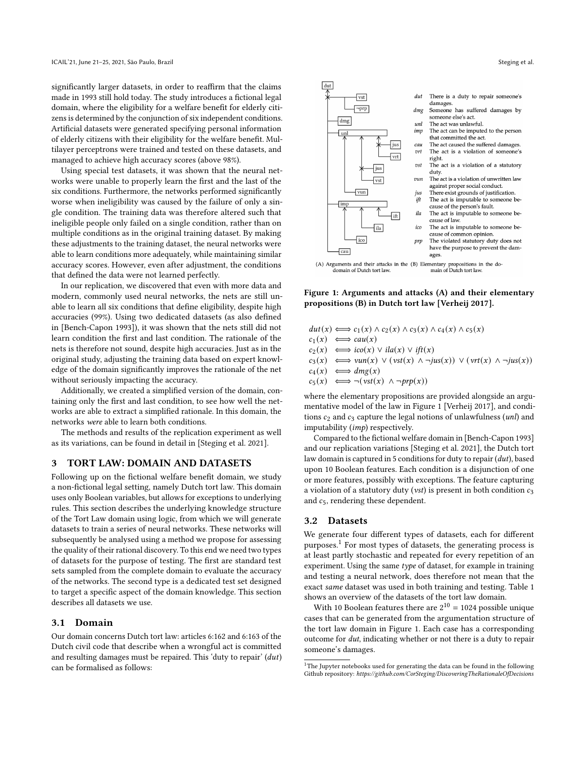significantly larger datasets, in order to reaffirm that the claims made in 1993 still hold today. The study introduces a fictional legal domain, where the eligibility for a welfare benefit for elderly citizens is determined by the conjunction of six independent conditions. Artificial datasets were generated specifying personal information of elderly citizens with their eligibility for the welfare benefit. Multilayer perceptrons were trained and tested on these datasets, and managed to achieve high accuracy scores (above 98%).

Using special test datasets, it was shown that the neural networks were unable to properly learn the first and the last of the six conditions. Furthermore, the networks performed significantly worse when ineligibility was caused by the failure of only a single condition. The training data was therefore altered such that ineligible people only failed on a single condition, rather than on multiple conditions as in the original training dataset. By making these adjustments to the training dataset, the neural networks were able to learn conditions more adequately, while maintaining similar accuracy scores. However, even after adjustment, the conditions that defined the data were not learned perfectly.

In our replication, we discovered that even with more data and modern, commonly used neural networks, the nets are still unable to learn all six conditions that define eligibility, despite high accuracies (99%). Using two dedicated datasets (as also defined in [Bench-Capon 1993]), it was shown that the nets still did not learn condition the first and last condition. The rationale of the nets is therefore not sound, despite high accuracies. Just as in the original study, adjusting the training data based on expert knowledge of the domain significantly improves the rationale of the net without seriously impacting the accuracy.

Additionally, we created a simplified version of the domain, containing only the first and last condition, to see how well the networks are able to extract a simplified rationale. In this domain, the networks *were* able to learn both conditions.

The methods and results of the replication experiment as well as its variations, can be found in detail in [Steging et al. 2021].

## 3 TORT LAW: DOMAIN AND DATASETS

Following up on the fictional welfare benefit domain, we study a non-fictional legal setting, namely Dutch tort law. This domain uses only Boolean variables, but allows for exceptions to underlying rules. This section describes the underlying knowledge structure of the Tort Law domain using logic, from which we will generate datasets to train a series of neural networks. These networks will subsequently be analysed using a method we propose for assessing the quality of their rational discovery. To this end we need two types of datasets for the purpose of testing. The first are standard test sets sampled from the complete domain to evaluate the accuracy of the networks. The second type is a dedicated test set designed to target a specific aspect of the domain knowledge. This section describes all datasets we use.

### 3.1 Domain

Our domain concerns Dutch tort law: articles 6:162 and 6:163 of the Dutch civil code that describe when a wrongful act is committed and resulting damages must be repaired. This 'duty to repair' (*dut*) can be formalised as follows:

(B) Elementary propositions in the domain of Dutch tort law:

- *dut* — There is a duty to repair someone's damages.
- *dmg* — Someone has suffered damages by someone else's act.
- *unl* — The act was unlawful.
- *imp* — The act can be imputed to the person that committed the act.
- *cau* — The act caused the suffered damages.
- *vrt* — The act is a violation of someone's right.
- *vst* — The act is a violation of a statutory duty.
- *vun* — The act is a violation of unwritten law against proper social conduct.
- *jus* — There exist grounds of justification.
- *ift* — The act is imputable to someone because of the person's fault.
- *ila* — The act is imputable to someone because of law.
- *ico* — The act is imputable to someone because of common opinion.
- *prp* — The violated statutory duty does not have the purpose to prevent the damages.

(A) Arguments and their attacks in the domain of Dutch tort law. (B) Elementary propositions in the domain of Dutch tort law.

**Figure 1: Arguments and attacks (A) and their elementary propositions (B) in Dutch tort law [Verheij 2017].**

$$
\begin{aligned}
dut(x) &\iff c_1(x) \wedge c_2(x) \wedge c_3(x) \wedge c_4(x) \wedge c_5(x) \\
c_1(x) &\iff cau(x) \\
c_2(x) &\iff ico(x) \vee ila(x) \vee ift(x) \\
c_3(x) &\iff vun(x) \vee (vst(x) \wedge \neg jus(x)) \vee (vrt(x) \wedge \neg jus(x)) \\
c_4(x) &\iff dmg(x) \\
c_5(x) &\iff \neg(vst(x) \wedge \neg prp(x))
\end{aligned}
$$

where the elementary propositions are provided alongside an argumentative model of the law in Figure 1 [Verheij 2017], and conditions $c_2$ and $c_3$ capture the legal notions of unlawfulness (*unl*) and imputability (*imp*) respectively.

Compared to the fictional welfare domain in [Bench-Capon 1993] and our replication variations [Steging et al. 2021], the Dutch tort law domain is captured in 5 conditions for duty to repair (*dut*), based upon 10 Boolean features. Each condition is a disjunction of one or more features, possibly with exceptions. The feature capturing a violation of a statutory duty (*vst*) is present in both condition $c_3$ and $c_5$, rendering these dependent.

### 3.2 Datasets

We generate four different types of datasets, each for different purposes.[1] For most types of datasets, the generating process is at least partly stochastic and repeated for every repetition of an experiment. Using the same *type* of dataset, for example in training and testing a neural network, does therefore not mean that the exact *same* dataset was used in both training and testing. Table 1 shows an overview of the datasets of the tort law domain.

With 10 Boolean features there are $2^{10} = 1024$ possible unique cases that can be generated from the argumentation structure of the tort law domain in Figure 1. Each case has a corresponding outcome for *dut*, indicating whether or not there is a duty to repair someone's damages.

[1] The Jupyter notebooks used for generating the data can be found in the following Github repository: *https://github.com/CorSteging/DiscoveringTheRationaleOfDecisions*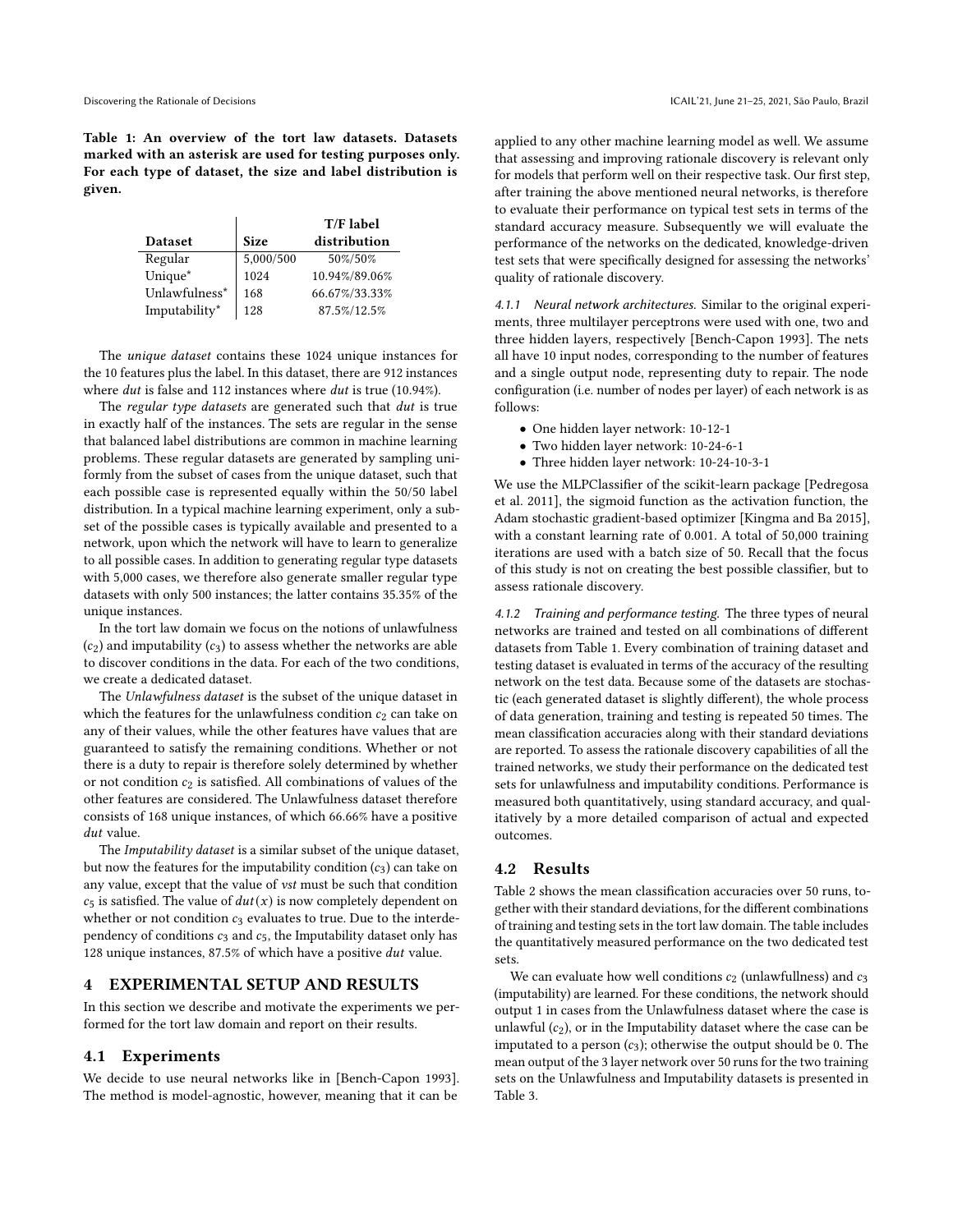**Table 1: An overview of the tort law datasets. Datasets marked with an asterisk are used for testing purposes only. For each type of dataset, the size and label distribution is given.**

| Dataset | Size | T/F label distribution |
|---|---|---|
| Regular | 5,000/500 | 50%/50% |
| Unique* | 1024 | 10.94%/89.06% |
| Unlawfulness* | 168 | 66.67%/33.33% |
| Imputability* | 128 | 87.5%/12.5% |

The *unique dataset* contains these 1024 unique instances for the 10 features plus the label. In this dataset, there are 912 instances where *dut* is false and 112 instances where *dut* is true (10.94%).

The *regular type datasets* are generated such that *dut* is true in exactly half of the instances. The sets are regular in the sense that balanced label distributions are common in machine learning problems. These regular datasets are generated by sampling uniformly from the subset of cases from the unique dataset, such that each possible case is represented equally within the 50/50 label distribution. In a typical machine learning experiment, only a subset of the possible cases is typically available and presented to a network, upon which the network will have to learn to generalize to all possible cases. In addition to generating regular type datasets with 5,000 cases, we therefore also generate smaller regular type datasets with only 500 instances; the latter contains 35.35% of the unique instances.

In the tort law domain we focus on the notions of unlawfulness ($c_2$) and imputability ($c_3$) to assess whether the networks are able to discover conditions in the data. For each of the two conditions, we create a dedicated dataset.

The *Unlawfulness dataset* is the subset of the unique dataset in which the features for the unlawfulness condition $c_2$ can take on any of their values, while the other features have values that are guaranteed to satisfy the remaining conditions. Whether or not there is a duty to repair is therefore solely determined by whether or not condition $c_2$ is satisfied. All combinations of values of the other features are considered. The Unlawfulness dataset therefore consists of 168 unique instances, of which 66.66% have a positive *dut* value.

The *Imputability dataset* is a similar subset of the unique dataset, but now the features for the imputability condition ($c_3$) can take on any value, except that the value of *vst* must be such that condition $c_5$ is satisfied. The value of $dut(x)$ is now completely dependent on whether or not condition $c_3$ evaluates to true. Due to the interdependency of conditions $c_3$ and $c_5$, the Imputability dataset only has 128 unique instances, 87.5% of which have a positive *dut* value.

## 4 EXPERIMENTAL SETUP AND RESULTS

In this section we describe and motivate the experiments we performed for the tort law domain and report on their results.

### 4.1 Experiments

We decide to use neural networks like in [Bench-Capon 1993]. The method is model-agnostic, however, meaning that it can be applied to any other machine learning model as well. We assume that assessing and improving rationale discovery is relevant only for models that perform well on their respective task. Our first step, after training the above mentioned neural networks, is therefore to evaluate their performance on typical test sets in terms of the standard accuracy measure. Subsequently we will evaluate the performance of the networks on the dedicated, knowledge-driven test sets that were specifically designed for assessing the networks' quality of rationale discovery.

*4.1.1 Neural network architectures.* Similar to the original experiments, three multilayer perceptrons were used with one, two and three hidden layers, respectively [Bench-Capon 1993]. The nets all have 10 input nodes, corresponding to the number of features and a single output node, representing duty to repair. The node configuration (i.e. number of nodes per layer) of each network is as follows:

- One hidden layer network: 10-12-1
- Two hidden layer network: 10-24-6-1
- Three hidden layer network: 10-24-10-3-1

We use the MLPClassifier of the scikit-learn package [Pedregosa et al. 2011], the sigmoid function as the activation function, the Adam stochastic gradient-based optimizer [Kingma and Ba 2015], with a constant learning rate of 0.001. A total of 50,000 training iterations are used with a batch size of 50. Recall that the focus of this study is not on creating the best possible classifier, but to assess rationale discovery.

*4.1.2 Training and performance testing.* The three types of neural networks are trained and tested on all combinations of different datasets from Table 1. Every combination of training dataset and testing dataset is evaluated in terms of the accuracy of the resulting network on the test data. Because some of the datasets are stochastic (each generated dataset is slightly different), the whole process of data generation, training and testing is repeated 50 times. The mean classification accuracies along with their standard deviations are reported. To assess the rationale discovery capabilities of all the trained networks, we study their performance on the dedicated test sets for unlawfulness and imputability conditions. Performance is measured both quantitatively, using standard accuracy, and qualitatively by a more detailed comparison of actual and expected outcomes.

### 4.2 Results

Table 2 shows the mean classification accuracies over 50 runs, together with their standard deviations, for the different combinations of training and testing sets in the tort law domain. The table includes the quantitatively measured performance on the two dedicated test sets.

We can evaluate how well conditions $c_2$ (unlawfullness) and $c_3$ (imputability) are learned. For these conditions, the network should output 1 in cases from the Unlawfulness dataset where the case is unlawful ($c_2$), or in the Imputability dataset where the case can be imputated to a person ($c_3$); otherwise the output should be 0. The mean output of the 3 layer network over 50 runs for the two training sets on the Unlawfulness and Imputability datasets is presented in Table 3.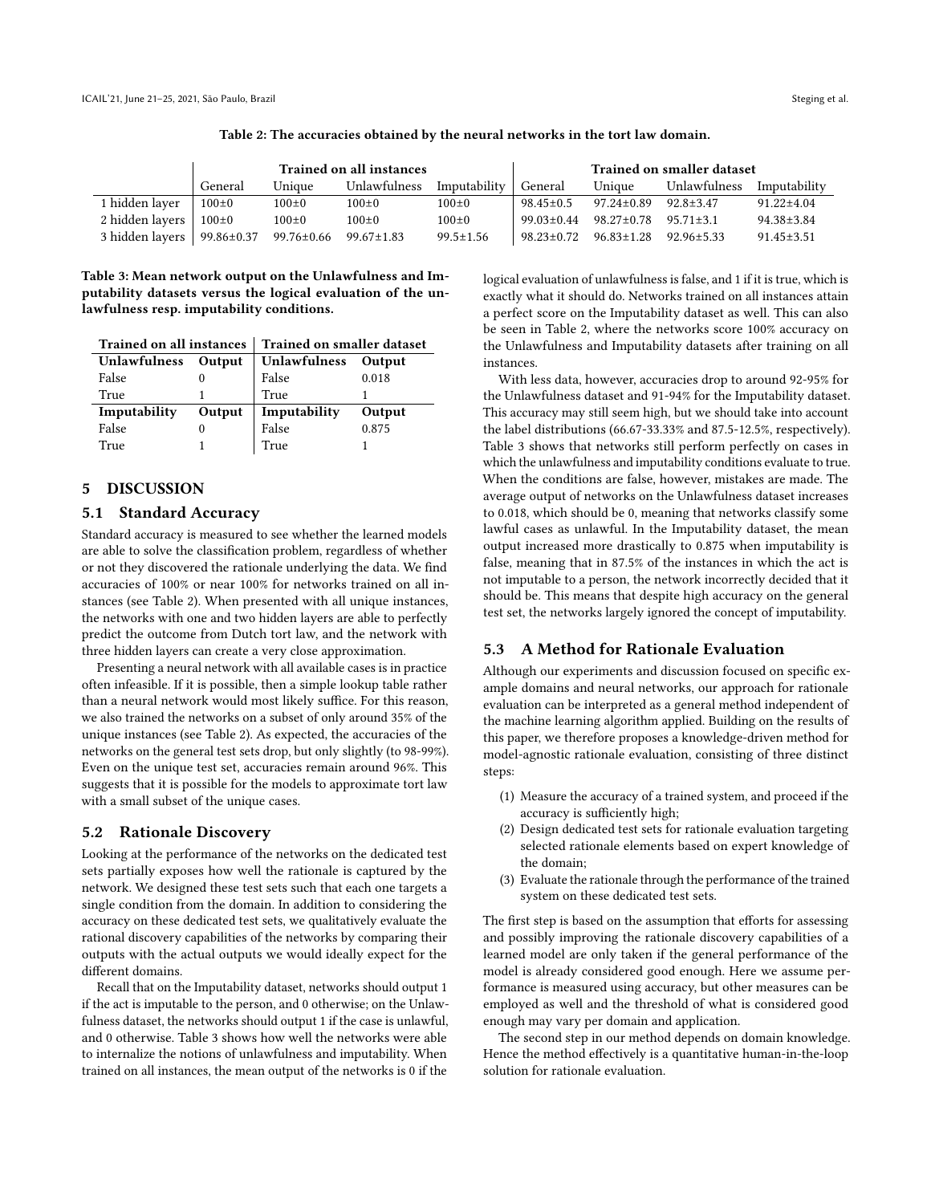Table 2: The accuracies obtained by the neural networks in the tort law domain.

| | Trained on all instances | | | | Trained on smaller dataset | | | |
|---|---|---|---|---|---|---|---|---|
| | General | Unique | Unlawfulness | Imputability | General | Unique | Unlawfulness | Imputability |
| 1 hidden layer | 100±0 | 100±0 | 100±0 | 100±0 | 98.45±0.5 | 97.24±0.89 | 92.8±3.47 | 91.22±4.04 |
| 2 hidden layers | 100±0 | 100±0 | 100±0 | 100±0 | 99.03±0.44 | 98.27±0.78 | 95.71±3.1 | 94.38±3.84 |
| 3 hidden layers | 99.86±0.37 | 99.76±0.66 | 99.67±1.83 | 99.5±1.56 | 98.23±0.72 | 96.83±1.28 | 92.96±5.33 | 91.45±3.51 |

Table 3: Mean network output on the Unlawfulness and Imputability datasets versus the logical evaluation of the unlawfulness resp. imputability conditions.

| Trained on all instances | | Trained on smaller dataset | |
|---|---|---|---|
| **Unlawfulness** | **Output** | **Unlawfulness** | **Output** |
| False | 0 | False | 0.018 |
| True | 1 | True | 1 |
| **Imputability** | **Output** | **Imputability** | **Output** |
| False | 0 | False | 0.875 |
| True | 1 | True | 1 |

## 5 DISCUSSION

### 5.1 Standard Accuracy

Standard accuracy is measured to see whether the learned models are able to solve the classification problem, regardless of whether or not they discovered the rationale underlying the data. We find accuracies of 100% or near 100% for networks trained on all instances (see Table 2). When presented with all unique instances, the networks with one and two hidden layers are able to perfectly predict the outcome from Dutch tort law, and the network with three hidden layers can create a very close approximation.

Presenting a neural network with all available cases is in practice often infeasible. If it is possible, then a simple lookup table rather than a neural network would most likely suffice. For this reason, we also trained the networks on a subset of only around 35% of the unique instances (see Table 2). As expected, the accuracies of the networks on the general test sets drop, but only slightly (to 98-99%). Even on the unique test set, accuracies remain around 96%. This suggests that it is possible for the models to approximate tort law with a small subset of the unique cases.

### 5.2 Rationale Discovery

Looking at the performance of the networks on the dedicated test sets partially exposes how well the rationale is captured by the network. We designed these test sets such that each one targets a single condition from the domain. In addition to considering the accuracy on these dedicated test sets, we qualitatively evaluate the rational discovery capabilities of the networks by comparing their outputs with the actual outputs we would ideally expect for the different domains.

Recall that on the Imputability dataset, networks should output 1 if the act is imputable to the person, and 0 otherwise; on the Unlawfulness dataset, the networks should output 1 if the case is unlawful, and 0 otherwise. Table 3 shows how well the networks were able to internalize the notions of unlawfulness and imputability. When trained on all instances, the mean output of the networks is 0 if the logical evaluation of unlawfulness is false, and 1 if it is true, which is exactly what it should do. Networks trained on all instances attain a perfect score on the Imputability dataset as well. This can also be seen in Table 2, where the networks score 100% accuracy on the Unlawfulness and Imputability datasets after training on all instances.

With less data, however, accuracies drop to around 92-95% for the Unlawfulness dataset and 91-94% for the Imputability dataset. This accuracy may still seem high, but we should take into account the label distributions (66.67-33.33% and 87.5-12.5%, respectively). Table 3 shows that networks still perform perfectly on cases in which the unlawfulness and imputability conditions evaluate to true. When the conditions are false, however, mistakes are made. The average output of networks on the Unlawfulness dataset increases to 0.018, which should be 0, meaning that networks classify some lawful cases as unlawful. In the Imputability dataset, the mean output increased more drastically to 0.875 when imputability is false, meaning that in 87.5% of the instances in which the act is not imputable to a person, the network incorrectly decided that it should be. This means that despite high accuracy on the general test set, the networks largely ignored the concept of imputability.

### 5.3 A Method for Rationale Evaluation

Although our experiments and discussion focused on specific example domains and neural networks, our approach for rationale evaluation can be interpreted as a general method independent of the machine learning algorithm applied. Building on the results of this paper, we therefore proposes a knowledge-driven method for model-agnostic rationale evaluation, consisting of three distinct steps:

(1) Measure the accuracy of a trained system, and proceed if the accuracy is sufficiently high;
(2) Design dedicated test sets for rationale evaluation targeting selected rationale elements based on expert knowledge of the domain;
(3) Evaluate the rationale through the performance of the trained system on these dedicated test sets.

The first step is based on the assumption that efforts for assessing and possibly improving the rationale discovery capabilities of a learned model are only taken if the general performance of the model is already considered good enough. Here we assume performance is measured using accuracy, but other measures can be employed as well and the threshold of what is considered good enough may vary per domain and application.

The second step in our method depends on domain knowledge. Hence the method effectively is a quantitative human-in-the-loop solution for rationale evaluation.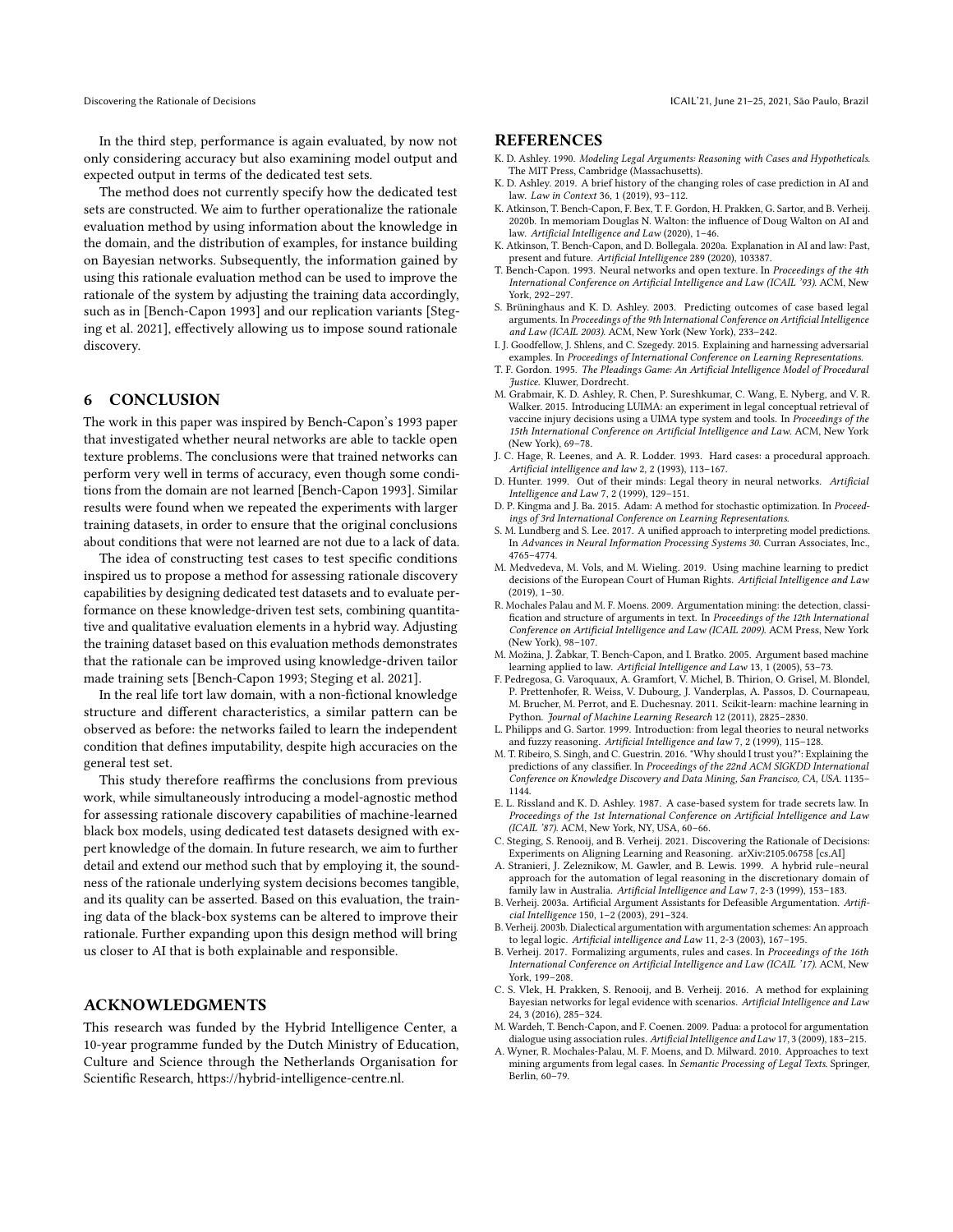In the third step, performance is again evaluated, by now not only considering accuracy but also examining model output and expected output in terms of the dedicated test sets.

The method does not currently specify how the dedicated test sets are constructed. We aim to further operationalize the rationale evaluation method by using information about the knowledge in the domain, and the distribution of examples, for instance building on Bayesian networks. Subsequently, the information gained by using this rationale evaluation method can be used to improve the rationale of the system by adjusting the training data accordingly, such as in [Bench-Capon 1993] and our replication variants [Steging et al. 2021], effectively allowing us to impose sound rationale discovery.

## 6 CONCLUSION

The work in this paper was inspired by Bench-Capon's 1993 paper that investigated whether neural networks are able to tackle open texture problems. The conclusions were that trained networks can perform very well in terms of accuracy, even though some conditions from the domain are not learned [Bench-Capon 1993]. Similar results were found when we repeated the experiments with larger training datasets, in order to ensure that the original conclusions about conditions that were not learned are not due to a lack of data.

The idea of constructing test cases to test specific conditions inspired us to propose a method for assessing rationale discovery capabilities by designing dedicated test datasets and to evaluate performance on these knowledge-driven test sets, combining quantitative and qualitative evaluation elements in a hybrid way. Adjusting the training dataset based on this evaluation methods demonstrates that the rationale can be improved using knowledge-driven tailor made training sets [Bench-Capon 1993; Steging et al. 2021].

In the real life tort law domain, with a non-fictional knowledge structure and different characteristics, a similar pattern can be observed as before: the networks failed to learn the independent condition that defines imputability, despite high accuracies on the general test set.

This study therefore reaffirms the conclusions from previous work, while simultaneously introducing a model-agnostic method for assessing rationale discovery capabilities of machine-learned black box models, using dedicated test datasets designed with expert knowledge of the domain. In future research, we aim to further detail and extend our method such that by employing it, the soundness of the rationale underlying system decisions becomes tangible, and its quality can be asserted. Based on this evaluation, the training data of the black-box systems can be altered to improve their rationale. Further expanding upon this design method will bring us closer to AI that is both explainable and responsible.

## ACKNOWLEDGMENTS

This research was funded by the Hybrid Intelligence Center, a 10-year programme funded by the Dutch Ministry of Education, Culture and Science through the Netherlands Organisation for Scientific Research, https://hybrid-intelligence-centre.nl.

## REFERENCES

K. D. Ashley. 1990. *Modeling Legal Arguments: Reasoning with Cases and Hypotheticals*. The MIT Press, Cambridge (Massachusetts).

K. D. Ashley. 2019. A brief history of the changing roles of case prediction in AI and law. *Law in Context* 36, 1 (2019), 93–112.

K. Atkinson, T. Bench-Capon, F. Bex, T. F. Gordon, H. Prakken, G. Sartor, and B. Verheij. 2020b. In memoriam Douglas N. Walton: the influence of Doug Walton on AI and law. *Artificial Intelligence and Law* (2020), 1–46.

K. Atkinson, T. Bench-Capon, and D. Bollegala. 2020a. Explanation in AI and law: Past, present and future. *Artificial Intelligence* 289 (2020), 103387.

T. Bench-Capon. 1993. Neural networks and open texture. In *Proceedings of the 4th International Conference on Artificial Intelligence and Law (ICAIL '93)*. ACM, New York, 292–297.

S. Brüninghaus and K. D. Ashley. 2003. Predicting outcomes of case based legal arguments. In *Proceedings of the 9th International Conference on Artificial Intelligence and Law (ICAIL 2003)*. ACM, New York (New York), 233–242.

I. J. Goodfellow, J. Shlens, and C. Szegedy. 2015. Explaining and harnessing adversarial examples. In *Proceedings of International Conference on Learning Representations*.

T. F. Gordon. 1995. *The Pleadings Game: An Artificial Intelligence Model of Procedural Justice*. Kluwer, Dordrecht.

M. Grabmair, K. D. Ashley, R. Chen, P. Sureshkumar, C. Wang, E. Nyberg, and V. R. Walker. 2015. Introducing LUIMA: an experiment in legal conceptual retrieval of vaccine injury decisions using a UIMA type system and tools. In *Proceedings of the 15th International Conference on Artificial Intelligence and Law*. ACM, New York (New York), 69–78.

J. C. Hage, R. Leenes, and A. R. Lodder. 1993. Hard cases: a procedural approach. *Artificial intelligence and law* 2, 2 (1993), 113–167.

D. Hunter. 1999. Out of their minds: Legal theory in neural networks. *Artificial Intelligence and Law* 7, 2 (1999), 129–151.

D. P. Kingma and J. Ba. 2015. Adam: A method for stochastic optimization. In *Proceedings of 3rd International Conference on Learning Representations*.

S. M. Lundberg and S. Lee. 2017. A unified approach to interpreting model predictions. In *Advances in Neural Information Processing Systems 30*. Curran Associates, Inc., 4765–4774.

M. Medvedeva, M. Vols, and M. Wieling. 2019. Using machine learning to predict decisions of the European Court of Human Rights. *Artificial Intelligence and Law* (2019), 1–30.

R. Mochales Palau and M. F. Moens. 2009. Argumentation mining: the detection, classification and structure of arguments in text. In *Proceedings of the 12th International Conference on Artificial Intelligence and Law (ICAIL 2009)*. ACM Press, New York (New York), 98–107.

M. Možina, J. Žabkar, T. Bench-Capon, and I. Bratko. 2005. Argument based machine learning applied to law. *Artificial Intelligence and Law* 13, 1 (2005), 53–73.

F. Pedregosa, G. Varoquaux, A. Gramfort, V. Michel, B. Thirion, O. Grisel, M. Blondel, P. Prettenhofer, R. Weiss, V. Dubourg, J. Vanderplas, A. Passos, D. Cournapeau, M. Brucher, M. Perrot, and E. Duchesnay. 2011. Scikit-learn: machine learning in Python. *Journal of Machine Learning Research* 12 (2011), 2825–2830.

L. Philipps and G. Sartor. 1999. Introduction: from legal theories to neural networks and fuzzy reasoning. *Artificial Intelligence and law* 7, 2 (1999), 115–128.

M. T. Ribeiro, S. Singh, and C. Guestrin. 2016. "Why should I trust you?": Explaining the predictions of any classifier. In *Proceedings of the 22nd ACM SIGKDD International Conference on Knowledge Discovery and Data Mining, San Francisco, CA, USA*. 1135–1144.

E. L. Rissland and K. D. Ashley. 1987. A case-based system for trade secrets law. In *Proceedings of the 1st International Conference on Artificial Intelligence and Law (ICAIL '87)*. ACM, New York, NY, USA, 60–66.

C. Steging, S. Renooij, and B. Verheij. 2021. Discovering the Rationale of Decisions: Experiments on Aligning Learning and Reasoning. arXiv:2105.06758 [cs.AI]

A. Stranieri, J. Zeleznikow, M. Gawler, and B. Lewis. 1999. A hybrid rule–neural approach for the automation of legal reasoning in the discretionary domain of family law in Australia. *Artificial Intelligence and Law* 7, 2-3 (1999), 153–183.

B. Verheij. 2003a. Artificial Argument Assistants for Defeasible Argumentation. *Artificial Intelligence* 150, 1–2 (2003), 291–324.

B. Verheij. 2003b. Dialectical argumentation with argumentation schemes: An approach to legal logic. *Artificial intelligence and Law* 11, 2-3 (2003), 167–195.

B. Verheij. 2017. Formalizing arguments, rules and cases. In *Proceedings of the 16th International Conference on Artificial Intelligence and Law (ICAIL '17)*. ACM, New York, 199–208.

C. S. Vlek, H. Prakken, S. Renooij, and B. Verheij. 2016. A method for explaining Bayesian networks for legal evidence with scenarios. *Artificial Intelligence and Law* 24, 3 (2016), 285–324.

M. Wardeh, T. Bench-Capon, and F. Coenen. 2009. Padua: a protocol for argumentation dialogue using association rules. *Artificial Intelligence and Law* 17, 3 (2009), 183–215.

A. Wyner, R. Mochales-Palau, M. F. Moens, and D. Milward. 2010. Approaches to text mining arguments from legal cases. In *Semantic Processing of Legal Texts*. Springer, Berlin, 60–79.